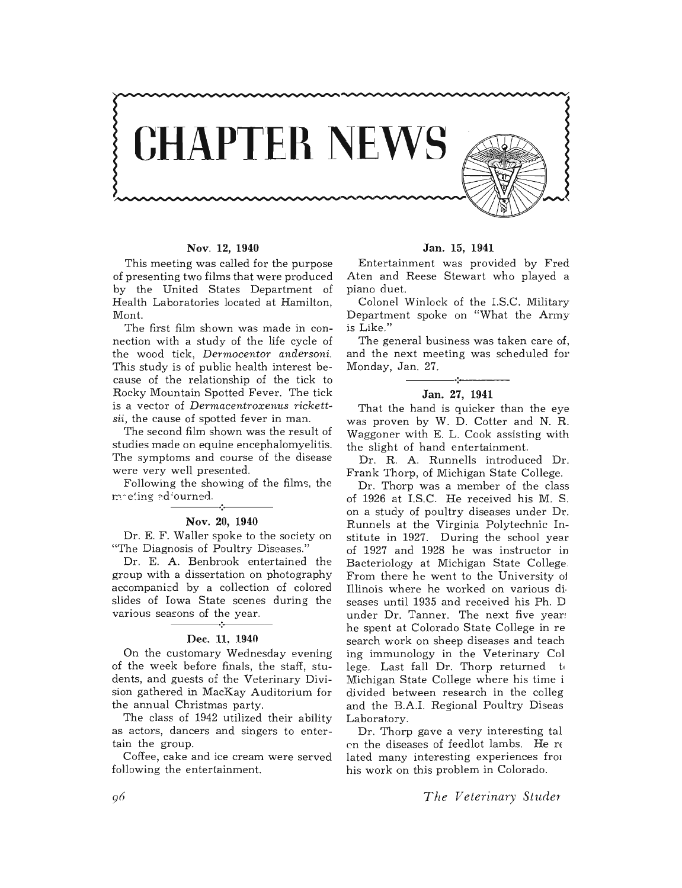# CHAPTER NEWS

### Nov. 12, 1940

This meeting was called for the purpose of presenting two films that were produced by the United States Department of Health Laboratories located at Hamilton, Mont.

The first film shown was made in connection with a study of the life cycle of the wood tick, *Dermocentor andersoni*. This study is of public health interest because of the relationship of the tick to Rocky Mountain Spotted Fever. The tick is a vector of *Dermacentroxenus rickettsii*, the cause of spotted fever in man.

The second film shown was the result of studies made on equine encephalomyelitis. The symptoms and course of the disease were very well presented.

Following the showing of the films, the meeting adjourned.

### Nov. 20, 1940

Dr. E. F. Waller spoke to the society on "The Diagnosis of Poultry Diseases."

Dr. E. A. Benbrook entertained the group with a dissertation on photography accompanied by a collection of colored slides of Iowa State scenes during the various seasons of the year.

### Dec. 11, 1940

On the customary Wednesday evening of the week before finals, the staff, students, and guests of the Veterinary Division gathered in MacKay Auditorium for the annual Christmas party.

The class of 1942 utilized their ability as actors, dancers and singers to entertain the group.

Coffee, cake and ice cream were served following the entertainment.

### Jan. 15, 1941

Entertainment was provided by Fred Aten and Reese Stewart who played a piano duet.

Colonel Winlock of the I.S.C. Military Department spoke on "What the Army is Like."

The general business was taken care of, and the next meeting was scheduled for Monday, Jan. 27.

### Jan. 27, 1941

That the hand is quicker than the eye was proven by W. D. Cotter and N. R. Waggoner with E. L. Cook assisting with the slight of hand entertainment.

Dr. R. A. Runnells introduced Dr. Frank Thorp, of Michigan State College.

Dr. Thorp was a member of the class of 1926 at I.S.C. He received his M. S. on a study of poultry diseases under Dr. Runnels at the Virginia Polytechnic Institute in 1927. During the school year of 1927 and 1928 he was instructor in Bacteriology at Michigan State College. From there he went to the University of Illinois where he worked on various diseases until 1935 and received his Ph. D under Dr. Tanner. The next five years he spent at Colorado State College in research work on sheep diseases and teaching immunology in the Veterinary College. Last fall Dr. Thorp returned to Michigan State College where his time is divided between research in the college and the B.A.I. Regional Poultry Disease Laboratory.

Dr. Thorp gave a very interesting talk on the diseases of feedlot lambs. He related many interesting experiences from his work on this problem in Colorado.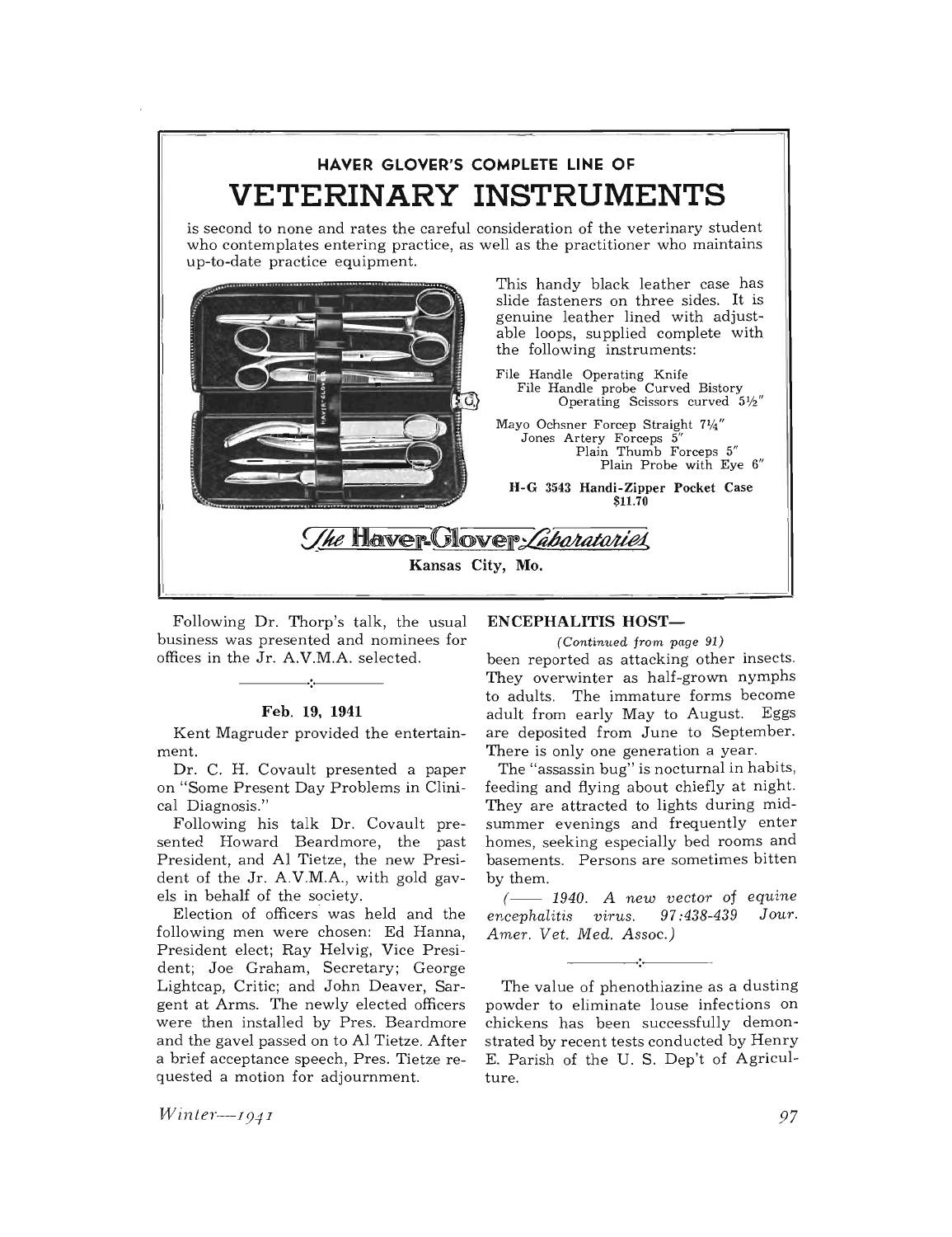HAVER GLOVER'S COMPLETE LINE OF

# VETERINARY INSTRUMENTS

is second to none and rates the careful consideration of the veterinary student who contemplates entering practice, as well as the practitioner who maintains up-to-date practice equipment.

This handy black leather case has slide fasteners on three sides. It is genuine leather lined with adjustable loops, supplied complete with the following instruments:

File Handle Operating Knife
File Handle probe Curved Bistory
Operating Scissors curved 5½"

Mayo Ochsner Forcep Straight 7¼"
Jones Artery Forceps 5"
Plain Thumb Forceps 5"
Plain Probe with Eye 6"

**H-G 3543 Handi-Zipper Pocket Case**
**$11.70**

*The Haver-Glover Laboratories*
**Kansas City, Mo.**

---

Following Dr. Thorp's talk, the usual business was presented and nominees for offices in the Jr. A.V.M.A. selected.

**Feb. 19, 1941**

Kent Magruder provided the entertainment.

Dr. C. H. Covault presented a paper on "Some Present Day Problems in Clinical Diagnosis."

Following his talk Dr. Covault presented Howard Beardmore, the past President, and Al Tietze, the new President of the Jr. A.V.M.A., with gold gavels in behalf of the society.

Election of officers was held and the following men were chosen: Ed Hanna, President elect; Ray Helvig, Vice President; Joe Graham, Secretary; George Lightcap, Critic; and John Deaver, Sargent at Arms. The newly elected officers were then installed by Pres. Beardmore and the gavel passed on to Al Tietze. After a brief acceptance speech, Pres. Tietze requested a motion for adjournment.

### ENCEPHALITIS HOST—

*(Continued from page 91)*

been reported as attacking other insects. They overwinter as half-grown nymphs to adults. The immature forms become adult from early May to August. Eggs are deposited from June to September. There is only one generation a year.

The "assassin bug" is nocturnal in habits, feeding and flying about chiefly at night. They are attracted to lights during midsummer evenings and frequently enter homes, seeking especially bed rooms and basements. Persons are sometimes bitten by them.

*(—— 1940. A new vector of equine encephalitis virus. 97:438-439 Jour. Amer. Vet. Med. Assoc.)*

The value of phenothiazine as a dusting powder to eliminate louse infections on chickens has been successfully demonstrated by recent tests conducted by Henry E. Parish of the U. S. Dep't of Agriculture.